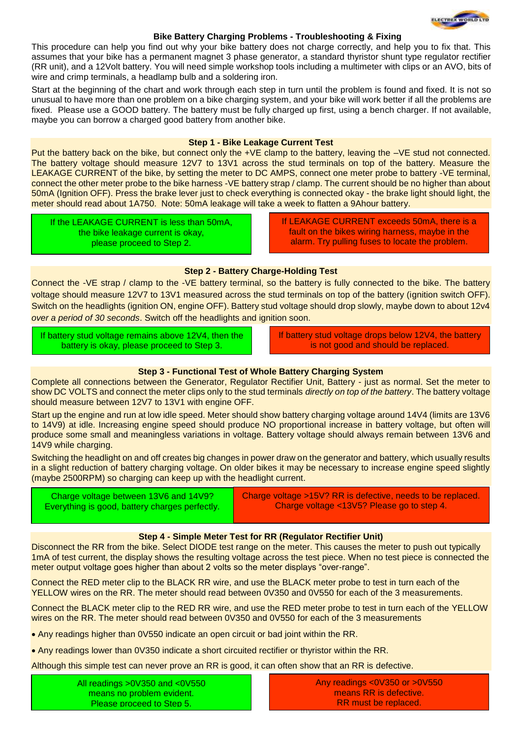# Bike Battery Charging Problems - Troubleshooting & Fixing

This procedure can help you find out why your bike battery does not charge correctly, and help you to fix that. This assumes that your bike has a permanent magnet 3 phase generator, a standard thyristor shunt type regulator rectifier (RR unit), and a 12Volt battery. You will need simple workshop tools including a multimeter with clips or an AVO, bits of wire and crimp terminals, a headlamp bulb and a soldering iron.

Start at the beginning of the chart and work through each step in turn until the problem is found and fixed. It is not so unusual to have more than one problem on a bike charging system, and your bike will work better if all the problems are fixed. Please use a GOOD battery. The battery must be fully charged up first, using a bench charger. If not available, maybe you can borrow a charged good battery from another bike.

## Step 1 - Bike Leakage Current Test

Put the battery back on the bike, but connect only the +VE clamp to the battery, leaving the –VE stud not connected. The battery voltage should measure 12V7 to 13V1 across the stud terminals on top of the battery. Measure the LEAKAGE CURRENT of the bike, by setting the meter to DC AMPS, connect one meter probe to battery -VE terminal, connect the other meter probe to the bike harness -VE battery strap / clamp. The current should be no higher than about 50mA (Ignition OFF). Press the brake lever just to check everything is connected okay - the brake light should light, the meter should read about 1A750. Note: 50mA leakage will take a week to flatten a 9Ahour battery.

If the LEAKAGE CURRENT is less than 50mA, the bike leakage current is okay, please proceed to Step 2.

If LEAKAGE CURRENT exceeds 50mA, there is a fault on the bikes wiring harness, maybe in the alarm. Try pulling fuses to locate the problem.

## Step 2 - Battery Charge-Holding Test

Connect the -VE strap / clamp to the -VE battery terminal, so the battery is fully connected to the bike. The battery voltage should measure 12V7 to 13V1 measured across the stud terminals on top of the battery (ignition switch OFF). Switch on the headlights (ignition ON, engine OFF). Battery stud voltage should drop slowly, maybe down to about 12v4 *over a period of 30 seconds*. Switch off the headlights and ignition soon.

If battery stud voltage remains above 12V4, then the battery is okay, please proceed to Step 3.

If battery stud voltage drops below 12V4, the battery is not good and should be replaced.

## Step 3 - Functional Test of Whole Battery Charging System

Complete all connections between the Generator, Regulator Rectifier Unit, Battery - just as normal. Set the meter to show DC VOLTS and connect the meter clips only to the stud terminals *directly on top of the battery*. The battery voltage should measure between 12V7 to 13V1 with engine OFF.

Start up the engine and run at low idle speed. Meter should show battery charging voltage around 14V4 (limits are 13V6 to 14V9) at idle. Increasing engine speed should produce NO proportional increase in battery voltage, but often will produce some small and meaningless variations in voltage. Battery voltage should always remain between 13V6 and 14V9 while charging.

Switching the headlight on and off creates big changes in power draw on the generator and battery, which usually results in a slight reduction of battery charging voltage. On older bikes it may be necessary to increase engine speed slightly (maybe 2500RPM) so charging can keep up with the headlight current.

Charge voltage between 13V6 and 14V9? Everything is good, battery charges perfectly.

Charge voltage >15V? RR is defective, needs to be replaced. Charge voltage <13V5? Please go to step 4.

## Step 4 - Simple Meter Test for RR (Regulator Rectifier Unit)

Disconnect the RR from the bike. Select DIODE test range on the meter. This causes the meter to push out typically 1mA of test current, the display shows the resulting voltage across the test piece. When no test piece is connected the meter output voltage goes higher than about 2 volts so the meter displays "over-range".

Connect the RED meter clip to the BLACK RR wire, and use the BLACK meter probe to test in turn each of the YELLOW wires on the RR. The meter should read between 0V350 and 0V550 for each of the 3 measurements.

Connect the BLACK meter clip to the RED RR wire, and use the RED meter probe to test in turn each of the YELLOW wires on the RR. The meter should read between 0V350 and 0V550 for each of the 3 measurements

- Any readings higher than 0V550 indicate an open circuit or bad joint within the RR.
- Any readings lower than 0V350 indicate a short circuited rectifier or thyristor within the RR.

Although this simple test can never prove an RR is good, it can often show that an RR is defective.

All readings >0V350 and <0V550 means no problem evident. Please proceed to Step 5.

Any readings <0V350 or >0V550 means RR is defective. RR must be replaced.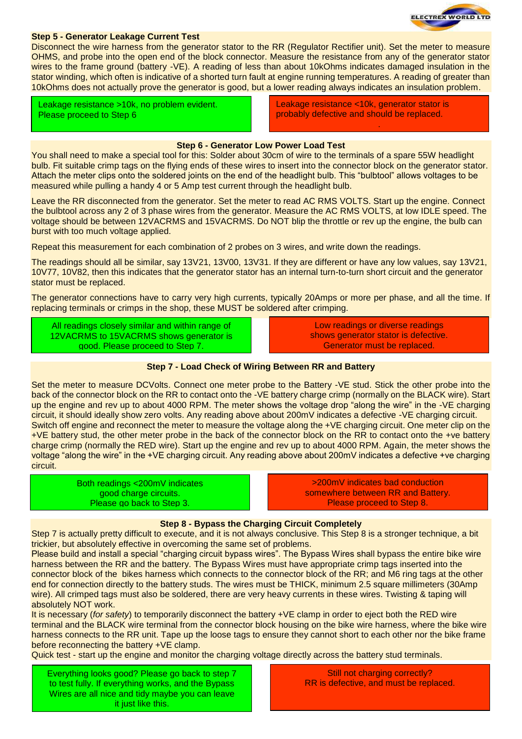### Step 5 - Generator Leakage Current Test

Disconnect the wire harness from the generator stator to the RR (Regulator Rectifier unit). Set the meter to measure OHMS, and probe into the open end of the block connector. Measure the resistance from any of the generator stator wires to the frame ground (battery -VE). A reading of less than about 10kOhms indicates damaged insulation in the stator winding, which often is indicative of a shorted turn fault at engine running temperatures. A reading of greater than 10kOhms does not actually prove the generator is good, but a lower reading always indicates an insulation problem.

Leakage resistance >10k, no problem evident. Please proceed to Step 6

Leakage resistance <10k, generator stator is probably defective and should be replaced.

### Step 6 - Generator Low Power Load Test

You shall need to make a special tool for this: Solder about 30cm of wire to the terminals of a spare 55W headlight bulb. Fit suitable crimp tags on the flying ends of these wires to insert into the connector block on the generator stator. Attach the meter clips onto the soldered joints on the end of the headlight bulb. This "bulbtool" allows voltages to be measured while pulling a handy 4 or 5 Amp test current through the headlight bulb.

Leave the RR disconnected from the generator. Set the meter to read AC RMS VOLTS. Start up the engine. Connect the bulbtool across any 2 of 3 phase wires from the generator. Measure the AC RMS VOLTS, at low IDLE speed. The voltage should be between 12VACRMS and 15VACRMS. Do NOT blip the throttle or rev up the engine, the bulb can burst with too much voltage applied.

Repeat this measurement for each combination of 2 probes on 3 wires, and write down the readings.

The readings should all be similar, say 13V21, 13V00, 13V31. If they are different or have any low values, say 13V21, 10V77, 10V82, then this indicates that the generator stator has an internal turn-to-turn short circuit and the generator stator must be replaced.

The generator connections have to carry very high currents, typically 20Amps or more per phase, and all the time. If replacing terminals or crimps in the shop, these MUST be soldered after crimping.

All readings closely similar and within range of 12VACRMS to 15VACRMS shows generator is good. Please proceed to Step 7.

Low readings or diverse readings shows generator stator is defective. Generator must be replaced.

### Step 7 - Load Check of Wiring Between RR and Battery

Set the meter to measure DCVolts. Connect one meter probe to the Battery -VE stud. Stick the other probe into the back of the connector block on the RR to contact onto the -VE battery charge crimp (normally on the BLACK wire). Start up the engine and rev up to about 4000 RPM. The meter shows the voltage drop "along the wire" in the -VE charging circuit, it should ideally show zero volts. Any reading above about 200mV indicates a defective -VE charging circuit. Switch off engine and reconnect the meter to measure the voltage along the +VE charging circuit. One meter clip on the +VE battery stud, the other meter probe in the back of the connector block on the RR to contact onto the +ve battery charge crimp (normally the RED wire). Start up the engine and rev up to about 4000 RPM. Again, the meter shows the voltage "along the wire" in the +VE charging circuit. Any reading above about 200mV indicates a defective +ve charging circuit.

Both readings <200mV indicates good charge circuits. Please go back to Step 3.

>200mV indicates bad conduction somewhere between RR and Battery. Please proceed to Step 8.

### Step 8 - Bypass the Charging Circuit Completely

Step 7 is actually pretty difficult to execute, and it is not always conclusive. This Step 8 is a stronger technique, a bit trickier, but absolutely effective in overcoming the same set of problems.

Please build and install a special "charging circuit bypass wires". The Bypass Wires shall bypass the entire bike wire harness between the RR and the battery. The Bypass Wires must have appropriate crimp tags inserted into the connector block of the bikes harness which connects to the connector block of the RR; and M6 ring tags at the other end for connection directly to the battery studs. The wires must be THICK, minimum 2.5 square millimeters (30Amp wire). All crimped tags must also be soldered, there are very heavy currents in these wires. Twisting & taping will absolutely NOT work.

It is necessary (*for safety*) to temporarily disconnect the battery +VE clamp in order to eject both the RED wire terminal and the BLACK wire terminal from the connector block housing on the bike wire harness, where the bike wire harness connects to the RR unit. Tape up the loose tags to ensure they cannot short to each other nor the bike frame before reconnecting the battery +VE clamp.

Quick test - start up the engine and monitor the charging voltage directly across the battery stud terminals.

Everything looks good? Please go back to step 7 to test fully. If everything works, and the Bypass Wires are all nice and tidy maybe you can leave it just like this.

Still not charging correctly? RR is defective, and must be replaced.